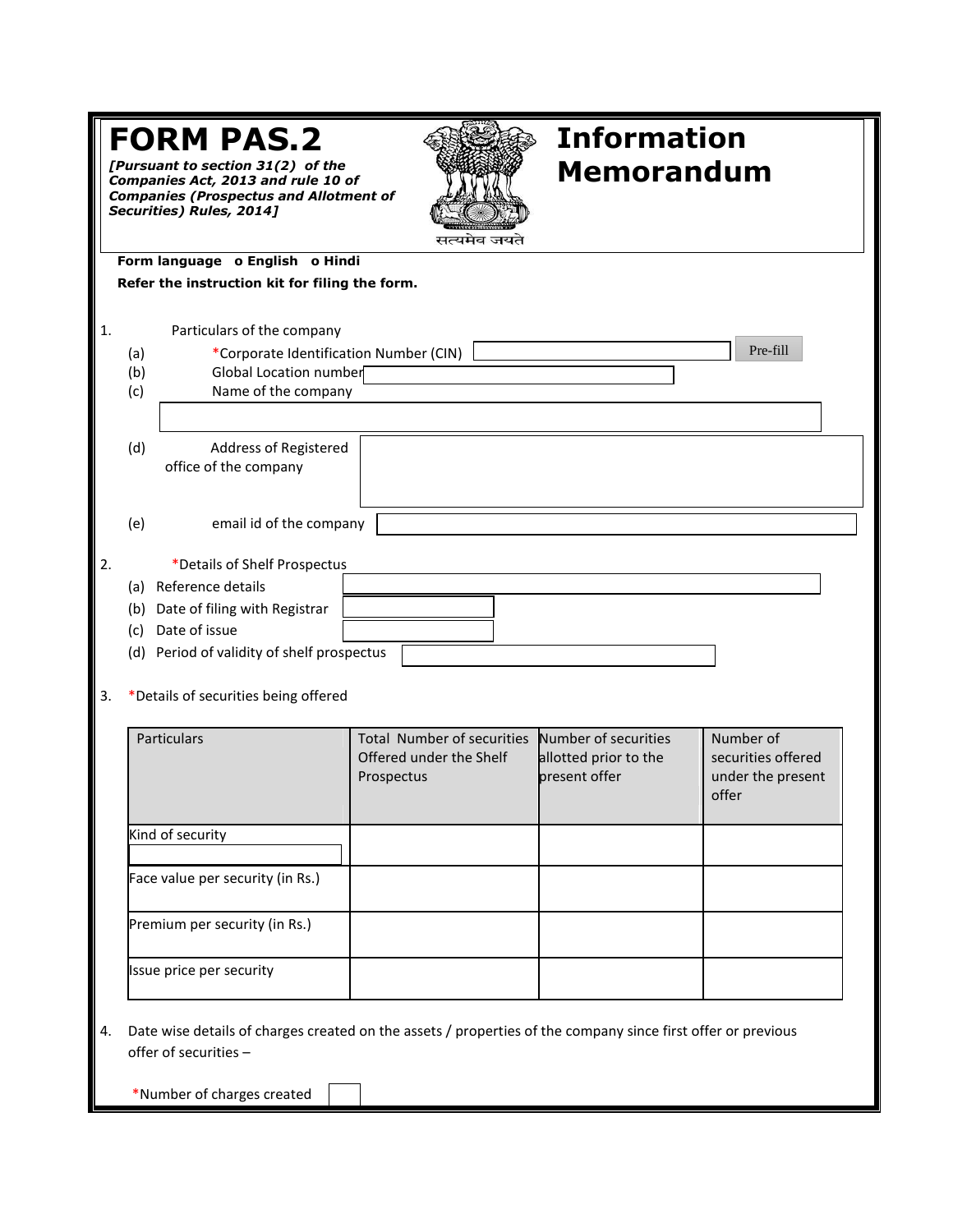# FORM PAS.2

***[Pursuant to section 31(2) of the Companies Act, 2013 and rule 10 of Companies (Prospectus and Allotment of Securities) Rules, 2014]***

सत्यमेव जयते

# Information Memorandum

**Form language o English o Hindi**

**Refer the instruction kit for filing the form.**

1. Particulars of the company
   - (a) *Corporate Identification Number (CIN) Pre-fill
   - (b) Global Location number
   - (c) Name of the company
   - (d) Address of Registered office of the company
   - (e) email id of the company

2. *Details of Shelf Prospectus
   - (a) Reference details
   - (b) Date of filing with Registrar
   - (c) Date of issue
   - (d) Period of validity of shelf prospectus

3. *Details of securities being offered

| Particulars | Total Number of securities Offered under the Shelf Prospectus | Number of securities allotted prior to the present offer | Number of securities offered under the present offer |
|---|---|---|---|
| Kind of security | | | |
| Face value per security (in Rs.) | | | |
| Premium per security (in Rs.) | | | |
| Issue price per security | | | |

4. Date wise details of charges created on the assets / properties of the company since first offer or previous offer of securities –

   *Number of charges created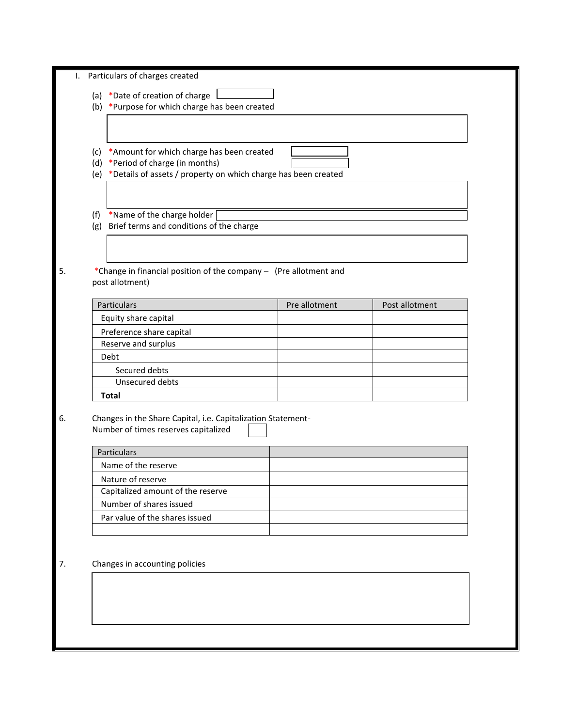I. Particulars of charges created

(a) *Date of creation of charge

(b) *Purpose for which charge has been created

(c) *Amount for which charge has been created

(d) *Period of charge (in months)

(e) *Details of assets / property on which charge has been created

(f) *Name of the charge holder

(g) Brief terms and conditions of the charge

5. *Change in financial position of the company – (Pre allotment and post allotment)

| Particulars | Pre allotment | Post allotment |
|---|---|---|
| Equity share capital | | |
| Preference share capital | | |
| Reserve and surplus | | |
| Debt | | |
| Secured debts | | |
| Unsecured debts | | |
| **Total** | | |

6. Changes in the Share Capital, i.e. Capitalization Statement-
Number of times reserves capitalized

| Particulars | |
|---|---|
| Name of the reserve | |
| Nature of reserve | |
| Capitalized amount of the reserve | |
| Number of shares issued | |
| Par value of the shares issued | |
| | |

7. Changes in accounting policies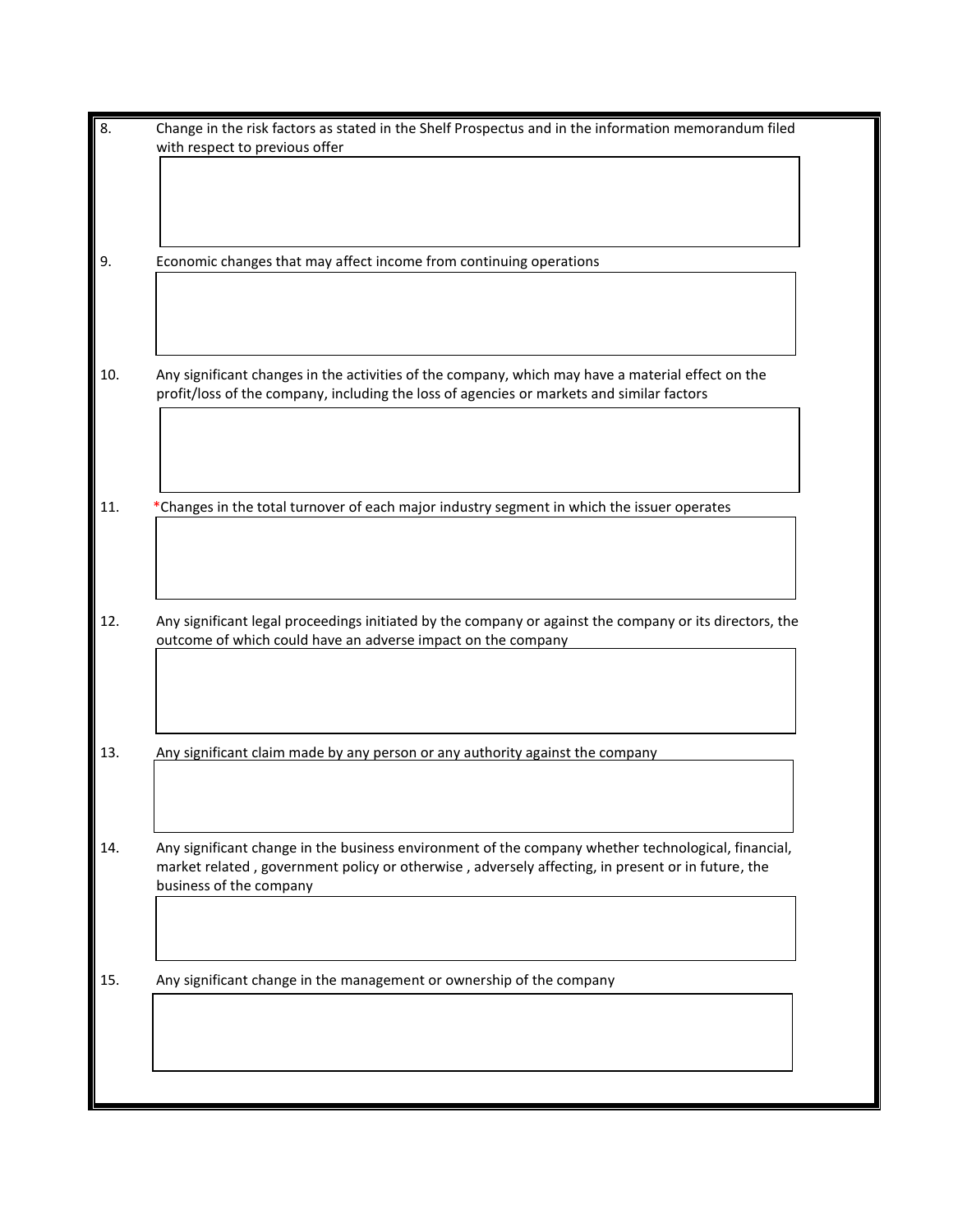8. Change in the risk factors as stated in the Shelf Prospectus and in the information memorandum filed with respect to previous offer

9. Economic changes that may affect income from continuing operations

10. Any significant changes in the activities of the company, which may have a material effect on the profit/loss of the company, including the loss of agencies or markets and similar factors

11. *Changes in the total turnover of each major industry segment in which the issuer operates

12. Any significant legal proceedings initiated by the company or against the company or its directors, the outcome of which could have an adverse impact on the company

13. Any significant claim made by any person or any authority against the company

14. Any significant change in the business environment of the company whether technological, financial, market related , government policy or otherwise , adversely affecting, in present or in future, the business of the company

15. Any significant change in the management or ownership of the company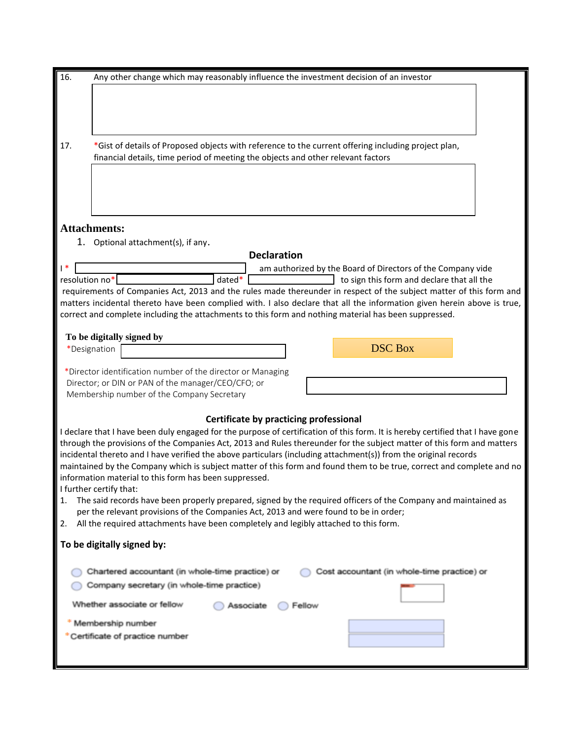16. Any other change which may reasonably influence the investment decision of an investor

17. *Gist of details of Proposed objects with reference to the current offering including project plan, financial details, time period of meeting the objects and other relevant factors

**Attachments:**

1. Optional attachment(s), if any.

### Declaration

I * ____________ am authorized by the Board of Directors of the Company vide resolution no* ____________ dated* ____________ to sign this form and declare that all the requirements of Companies Act, 2013 and the rules made thereunder in respect of the subject matter of this form and matters incidental thereto have been complied with. I also declare that all the information given herein above is true, correct and complete including the attachments to this form and nothing material has been suppressed.

**To be digitally signed by**

*Designation ____________

DSC Box

*Director identification number of the director or Managing Director; or DIN or PAN of the manager/CEO/CFO; or Membership number of the Company Secretary ____________

### Certificate by practicing professional

I declare that I have been duly engaged for the purpose of certification of this form. It is hereby certified that I have gone through the provisions of the Companies Act, 2013 and Rules thereunder for the subject matter of this form and matters incidental thereto and I have verified the above particulars (including attachment(s)) from the original records maintained by the Company which is subject matter of this form and found them to be true, correct and complete and no information material to this form has been suppressed.

I further certify that:

1. The said records have been properly prepared, signed by the required officers of the Company and maintained as per the relevant provisions of the Companies Act, 2013 and were found to be in order;
2. All the required attachments have been completely and legibly attached to this form.

**To be digitally signed by:**

○ Chartered accountant (in whole-time practice) or ○ Cost accountant (in whole-time practice) or

○ Company secretary (in whole-time practice)

Whether associate or fellow ○ Associate ○ Fellow

\* Membership number

\*Certificate of practice number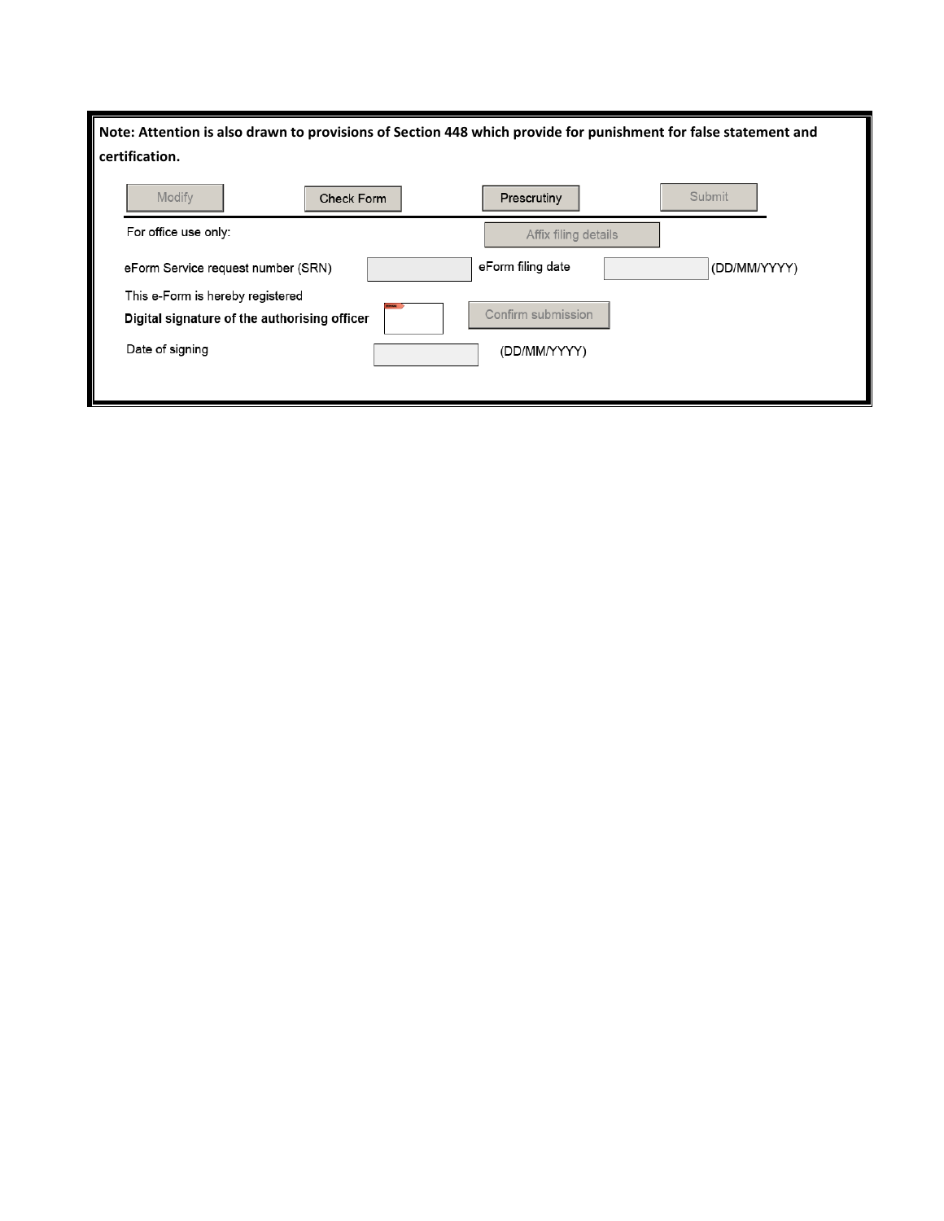**Note: Attention is also drawn to provisions of Section 448 which provide for punishment for false statement and certification.**

Modify | Check Form | Prescrutiny | Submit

For office use only: Affix filing details

eForm Service request number (SRN) ____ eForm filing date ____ (DD/MM/YYYY)

This e-Form is hereby registered

**Digital signature of the authorising officer** ____ Confirm submission

Date of signing ____ (DD/MM/YYYY)